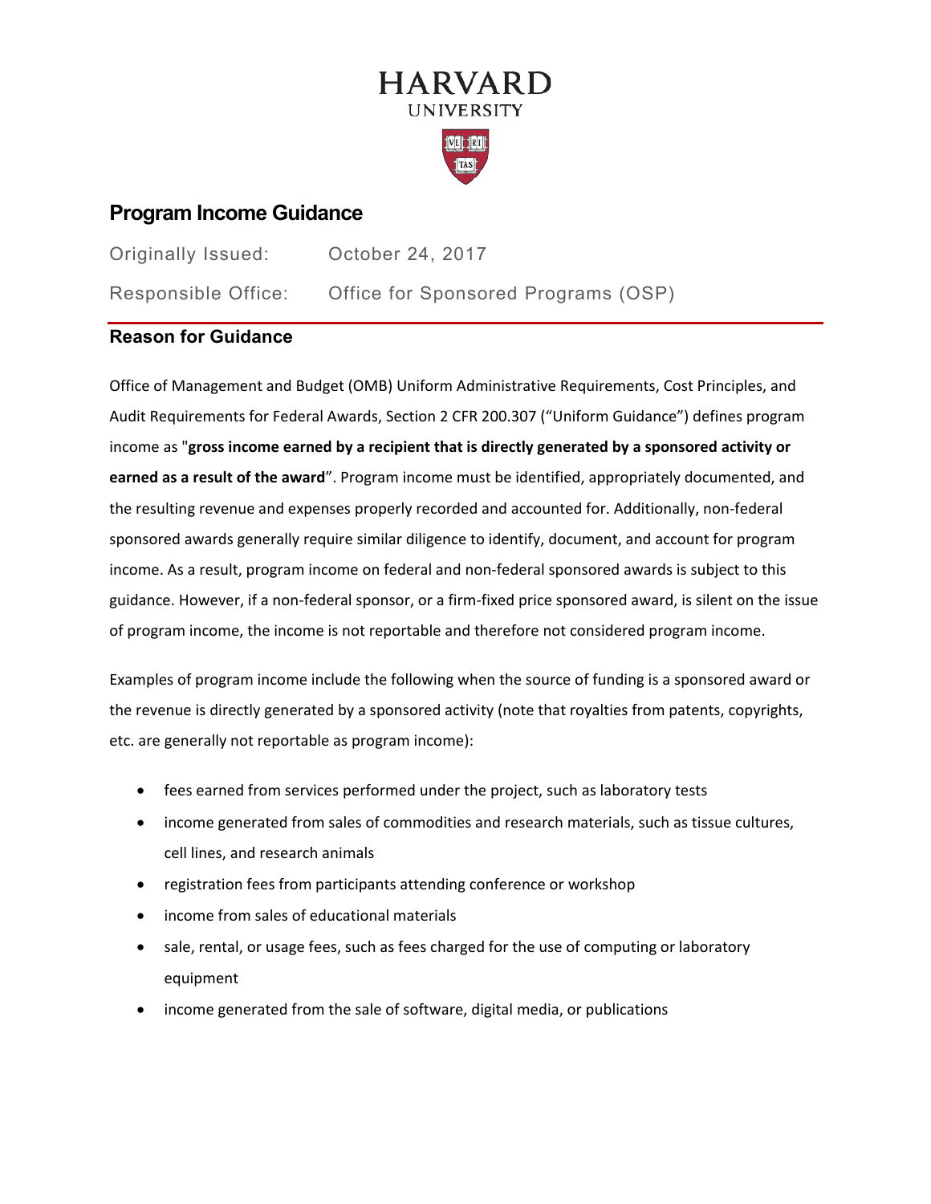HARVARD
UNIVERSITY

# Program Income Guidance

Originally Issued: October 24, 2017

Responsible Office: Office for Sponsored Programs (OSP)

## Reason for Guidance

Office of Management and Budget (OMB) Uniform Administrative Requirements, Cost Principles, and Audit Requirements for Federal Awards, Section 2 CFR 200.307 ("Uniform Guidance") defines program income as "**gross income earned by a recipient that is directly generated by a sponsored activity or earned as a result of the award**". Program income must be identified, appropriately documented, and the resulting revenue and expenses properly recorded and accounted for. Additionally, non-federal sponsored awards generally require similar diligence to identify, document, and account for program income. As a result, program income on federal and non-federal sponsored awards is subject to this guidance. However, if a non-federal sponsor, or a firm-fixed price sponsored award, is silent on the issue of program income, the income is not reportable and therefore not considered program income.

Examples of program income include the following when the source of funding is a sponsored award or the revenue is directly generated by a sponsored activity (note that royalties from patents, copyrights, etc. are generally not reportable as program income):

- fees earned from services performed under the project, such as laboratory tests
- income generated from sales of commodities and research materials, such as tissue cultures, cell lines, and research animals
- registration fees from participants attending conference or workshop
- income from sales of educational materials
- sale, rental, or usage fees, such as fees charged for the use of computing or laboratory equipment
- income generated from the sale of software, digital media, or publications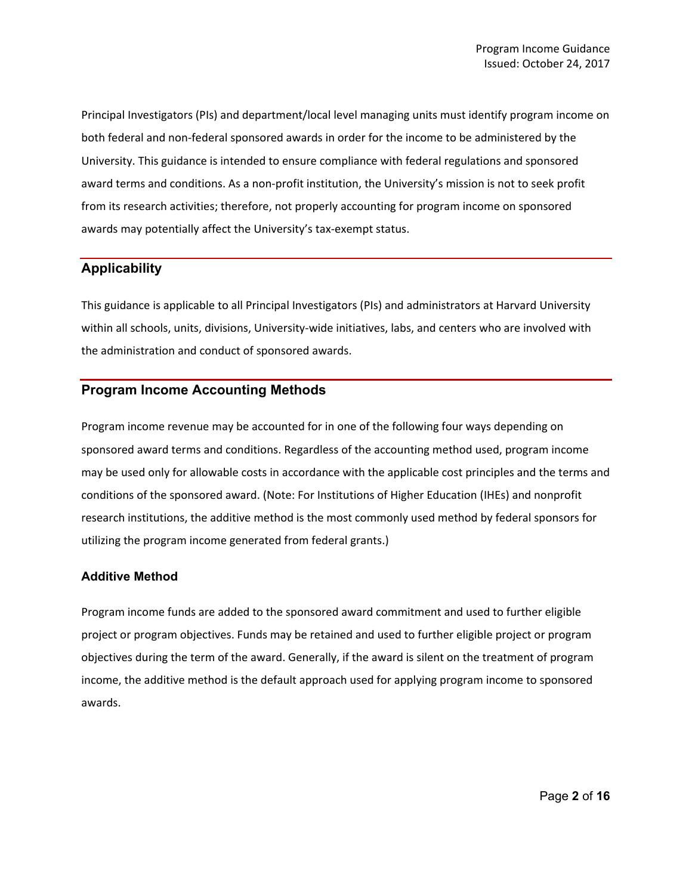Principal Investigators (PIs) and department/local level managing units must identify program income on both federal and non-federal sponsored awards in order for the income to be administered by the University. This guidance is intended to ensure compliance with federal regulations and sponsored award terms and conditions. As a non-profit institution, the University's mission is not to seek profit from its research activities; therefore, not properly accounting for program income on sponsored awards may potentially affect the University's tax-exempt status.

## Applicability

This guidance is applicable to all Principal Investigators (PIs) and administrators at Harvard University within all schools, units, divisions, University-wide initiatives, labs, and centers who are involved with the administration and conduct of sponsored awards.

## Program Income Accounting Methods

Program income revenue may be accounted for in one of the following four ways depending on sponsored award terms and conditions. Regardless of the accounting method used, program income may be used only for allowable costs in accordance with the applicable cost principles and the terms and conditions of the sponsored award. (Note: For Institutions of Higher Education (IHEs) and nonprofit research institutions, the additive method is the most commonly used method by federal sponsors for utilizing the program income generated from federal grants.)

### Additive Method

Program income funds are added to the sponsored award commitment and used to further eligible project or program objectives. Funds may be retained and used to further eligible project or program objectives during the term of the award. Generally, if the award is silent on the treatment of program income, the additive method is the default approach used for applying program income to sponsored awards.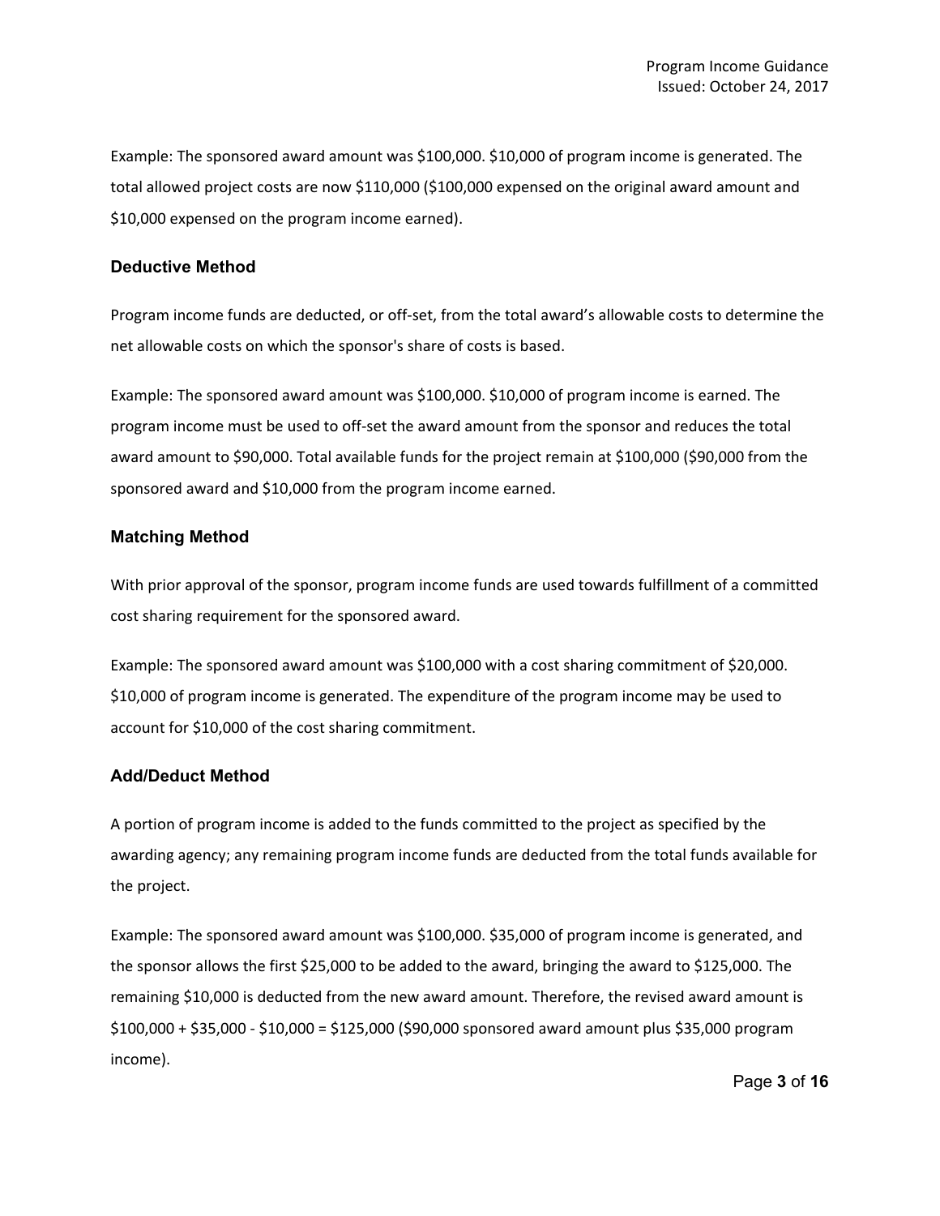Example: The sponsored award amount was $100,000. $10,000 of program income is generated. The total allowed project costs are now $110,000 ($100,000 expensed on the original award amount and $10,000 expensed on the program income earned).

### Deductive Method

Program income funds are deducted, or off-set, from the total award's allowable costs to determine the net allowable costs on which the sponsor's share of costs is based.

Example: The sponsored award amount was $100,000. $10,000 of program income is earned. The program income must be used to off-set the award amount from the sponsor and reduces the total award amount to $90,000. Total available funds for the project remain at $100,000 ($90,000 from the sponsored award and $10,000 from the program income earned.

### Matching Method

With prior approval of the sponsor, program income funds are used towards fulfillment of a committed cost sharing requirement for the sponsored award.

Example: The sponsored award amount was $100,000 with a cost sharing commitment of $20,000. $10,000 of program income is generated. The expenditure of the program income may be used to account for $10,000 of the cost sharing commitment.

### Add/Deduct Method

A portion of program income is added to the funds committed to the project as specified by the awarding agency; any remaining program income funds are deducted from the total funds available for the project.

Example: The sponsored award amount was $100,000. $35,000 of program income is generated, and the sponsor allows the first $25,000 to be added to the award, bringing the award to $125,000. The remaining $10,000 is deducted from the new award amount. Therefore, the revised award amount is $100,000 + $35,000 - $10,000 = $125,000 ($90,000 sponsored award amount plus $35,000 program income).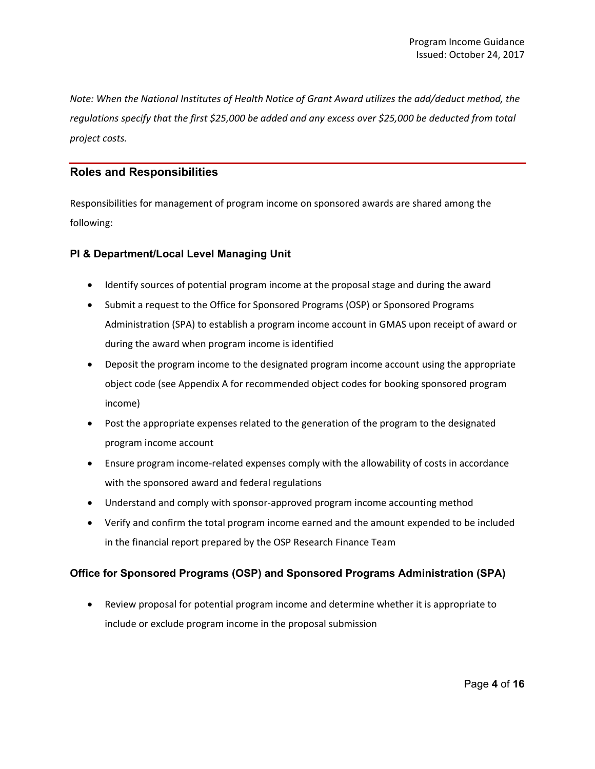*Note: When the National Institutes of Health Notice of Grant Award utilizes the add/deduct method, the regulations specify that the first $25,000 be added and any excess over $25,000 be deducted from total project costs.*

## Roles and Responsibilities

Responsibilities for management of program income on sponsored awards are shared among the following:

### PI & Department/Local Level Managing Unit

- Identify sources of potential program income at the proposal stage and during the award
- Submit a request to the Office for Sponsored Programs (OSP) or Sponsored Programs Administration (SPA) to establish a program income account in GMAS upon receipt of award or during the award when program income is identified
- Deposit the program income to the designated program income account using the appropriate object code (see Appendix A for recommended object codes for booking sponsored program income)
- Post the appropriate expenses related to the generation of the program to the designated program income account
- Ensure program income-related expenses comply with the allowability of costs in accordance with the sponsored award and federal regulations
- Understand and comply with sponsor-approved program income accounting method
- Verify and confirm the total program income earned and the amount expended to be included in the financial report prepared by the OSP Research Finance Team

### Office for Sponsored Programs (OSP) and Sponsored Programs Administration (SPA)

- Review proposal for potential program income and determine whether it is appropriate to include or exclude program income in the proposal submission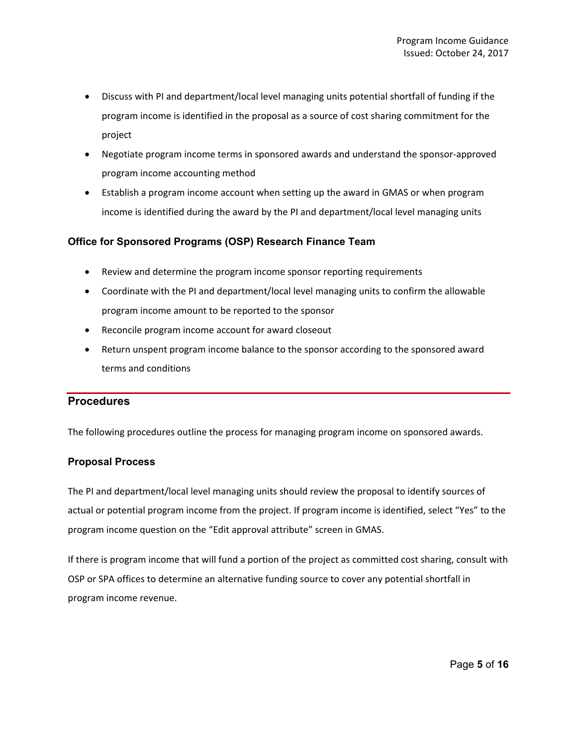- Discuss with PI and department/local level managing units potential shortfall of funding if the program income is identified in the proposal as a source of cost sharing commitment for the project
- Negotiate program income terms in sponsored awards and understand the sponsor-approved program income accounting method
- Establish a program income account when setting up the award in GMAS or when program income is identified during the award by the PI and department/local level managing units

### Office for Sponsored Programs (OSP) Research Finance Team

- Review and determine the program income sponsor reporting requirements
- Coordinate with the PI and department/local level managing units to confirm the allowable program income amount to be reported to the sponsor
- Reconcile program income account for award closeout
- Return unspent program income balance to the sponsor according to the sponsored award terms and conditions

## Procedures

The following procedures outline the process for managing program income on sponsored awards.

### Proposal Process

The PI and department/local level managing units should review the proposal to identify sources of actual or potential program income from the project. If program income is identified, select "Yes" to the program income question on the "Edit approval attribute" screen in GMAS.

If there is program income that will fund a portion of the project as committed cost sharing, consult with OSP or SPA offices to determine an alternative funding source to cover any potential shortfall in program income revenue.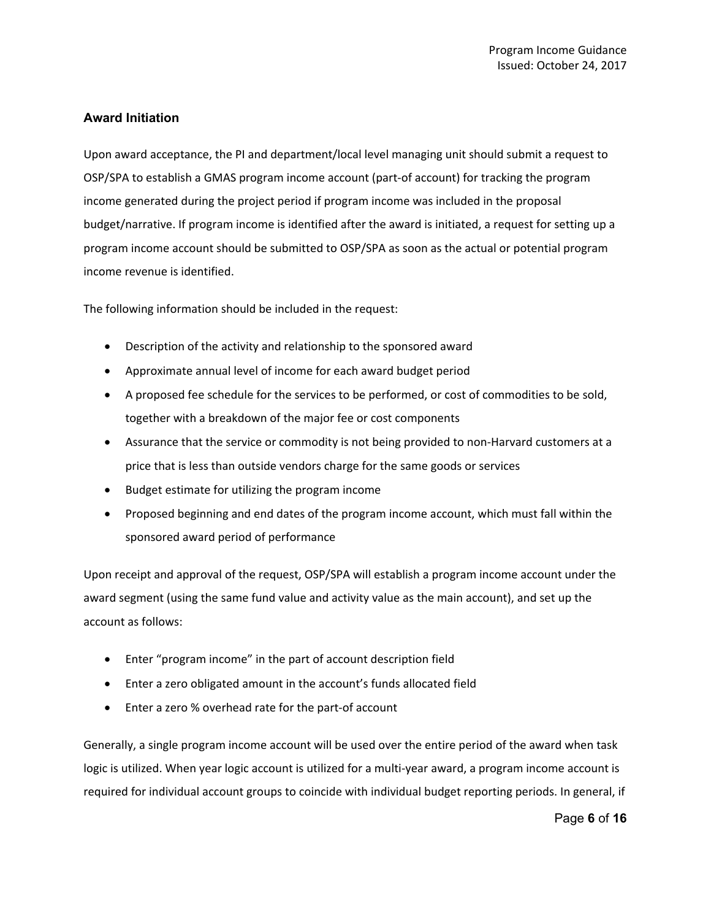## Award Initiation

Upon award acceptance, the PI and department/local level managing unit should submit a request to OSP/SPA to establish a GMAS program income account (part-of account) for tracking the program income generated during the project period if program income was included in the proposal budget/narrative. If program income is identified after the award is initiated, a request for setting up a program income account should be submitted to OSP/SPA as soon as the actual or potential program income revenue is identified.

The following information should be included in the request:

- Description of the activity and relationship to the sponsored award
- Approximate annual level of income for each award budget period
- A proposed fee schedule for the services to be performed, or cost of commodities to be sold, together with a breakdown of the major fee or cost components
- Assurance that the service or commodity is not being provided to non-Harvard customers at a price that is less than outside vendors charge for the same goods or services
- Budget estimate for utilizing the program income
- Proposed beginning and end dates of the program income account, which must fall within the sponsored award period of performance

Upon receipt and approval of the request, OSP/SPA will establish a program income account under the award segment (using the same fund value and activity value as the main account), and set up the account as follows:

- Enter "program income" in the part of account description field
- Enter a zero obligated amount in the account's funds allocated field
- Enter a zero % overhead rate for the part-of account

Generally, a single program income account will be used over the entire period of the award when task logic is utilized. When year logic account is utilized for a multi-year award, a program income account is required for individual account groups to coincide with individual budget reporting periods. In general, if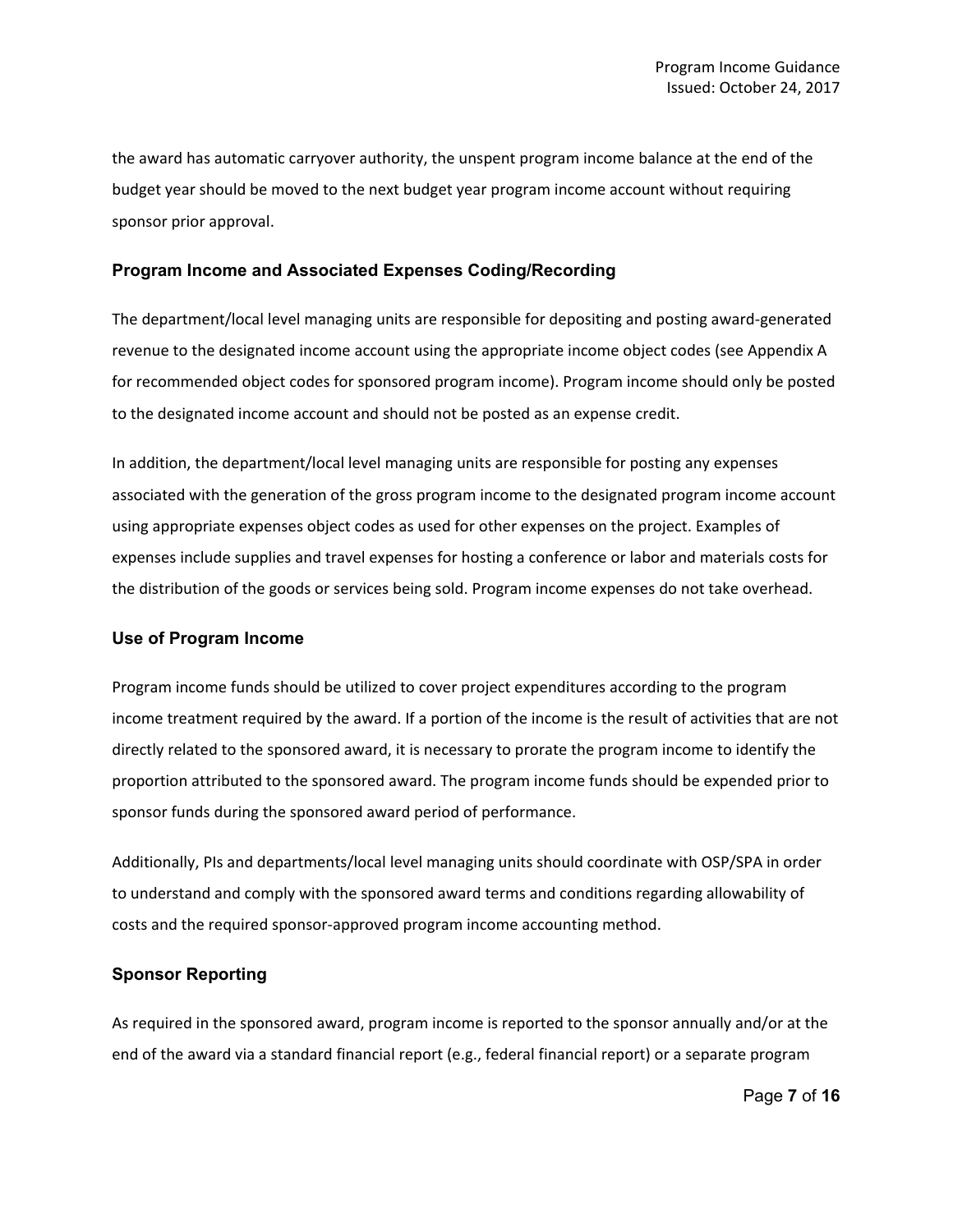the award has automatic carryover authority, the unspent program income balance at the end of the budget year should be moved to the next budget year program income account without requiring sponsor prior approval.

### Program Income and Associated Expenses Coding/Recording

The department/local level managing units are responsible for depositing and posting award-generated revenue to the designated income account using the appropriate income object codes (see Appendix A for recommended object codes for sponsored program income). Program income should only be posted to the designated income account and should not be posted as an expense credit.

In addition, the department/local level managing units are responsible for posting any expenses associated with the generation of the gross program income to the designated program income account using appropriate expenses object codes as used for other expenses on the project. Examples of expenses include supplies and travel expenses for hosting a conference or labor and materials costs for the distribution of the goods or services being sold. Program income expenses do not take overhead.

### Use of Program Income

Program income funds should be utilized to cover project expenditures according to the program income treatment required by the award. If a portion of the income is the result of activities that are not directly related to the sponsored award, it is necessary to prorate the program income to identify the proportion attributed to the sponsored award. The program income funds should be expended prior to sponsor funds during the sponsored award period of performance.

Additionally, PIs and departments/local level managing units should coordinate with OSP/SPA in order to understand and comply with the sponsored award terms and conditions regarding allowability of costs and the required sponsor-approved program income accounting method.

### Sponsor Reporting

As required in the sponsored award, program income is reported to the sponsor annually and/or at the end of the award via a standard financial report (e.g., federal financial report) or a separate program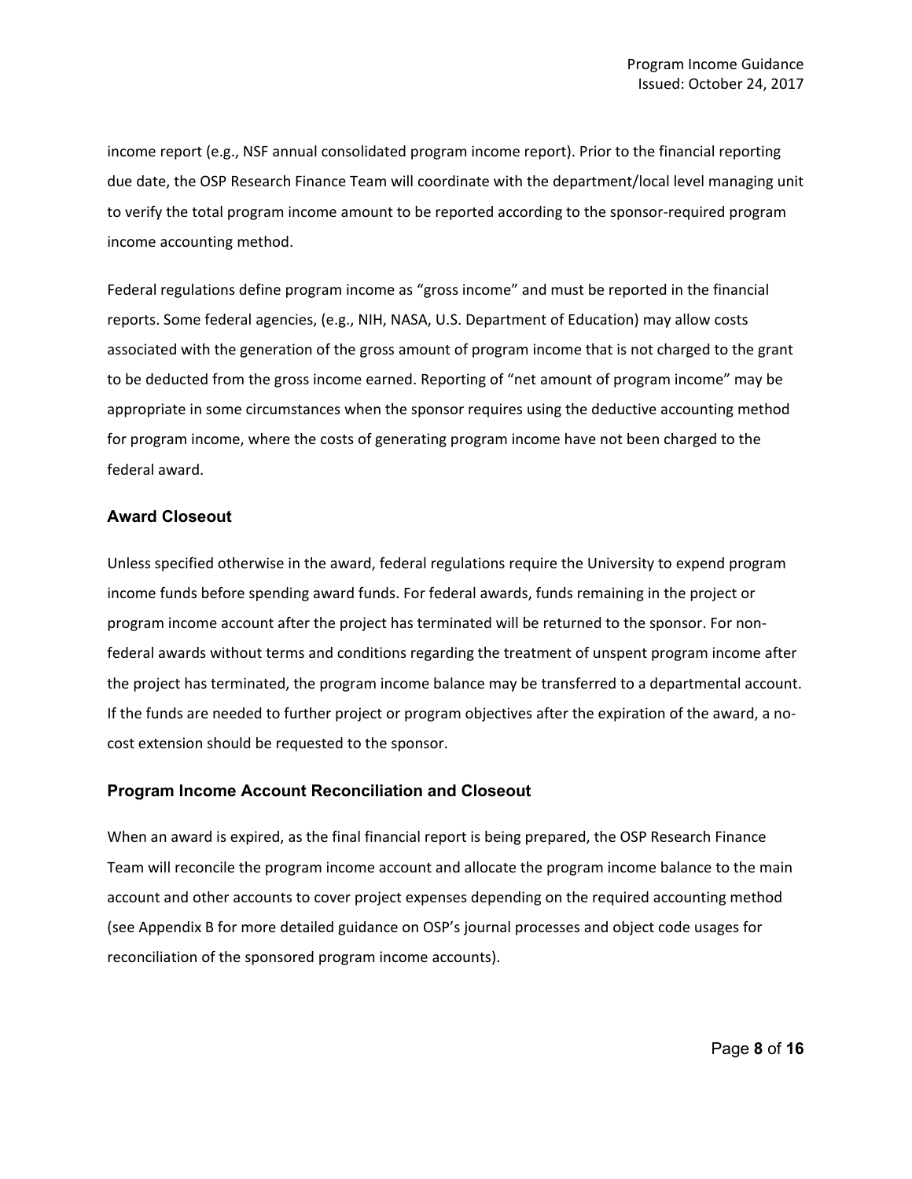income report (e.g., NSF annual consolidated program income report). Prior to the financial reporting due date, the OSP Research Finance Team will coordinate with the department/local level managing unit to verify the total program income amount to be reported according to the sponsor-required program income accounting method.

Federal regulations define program income as "gross income" and must be reported in the financial reports. Some federal agencies, (e.g., NIH, NASA, U.S. Department of Education) may allow costs associated with the generation of the gross amount of program income that is not charged to the grant to be deducted from the gross income earned. Reporting of "net amount of program income" may be appropriate in some circumstances when the sponsor requires using the deductive accounting method for program income, where the costs of generating program income have not been charged to the federal award.

### Award Closeout

Unless specified otherwise in the award, federal regulations require the University to expend program income funds before spending award funds. For federal awards, funds remaining in the project or program income account after the project has terminated will be returned to the sponsor. For non-federal awards without terms and conditions regarding the treatment of unspent program income after the project has terminated, the program income balance may be transferred to a departmental account. If the funds are needed to further project or program objectives after the expiration of the award, a no-cost extension should be requested to the sponsor.

### Program Income Account Reconciliation and Closeout

When an award is expired, as the final financial report is being prepared, the OSP Research Finance Team will reconcile the program income account and allocate the program income balance to the main account and other accounts to cover project expenses depending on the required accounting method (see Appendix B for more detailed guidance on OSP's journal processes and object code usages for reconciliation of the sponsored program income accounts).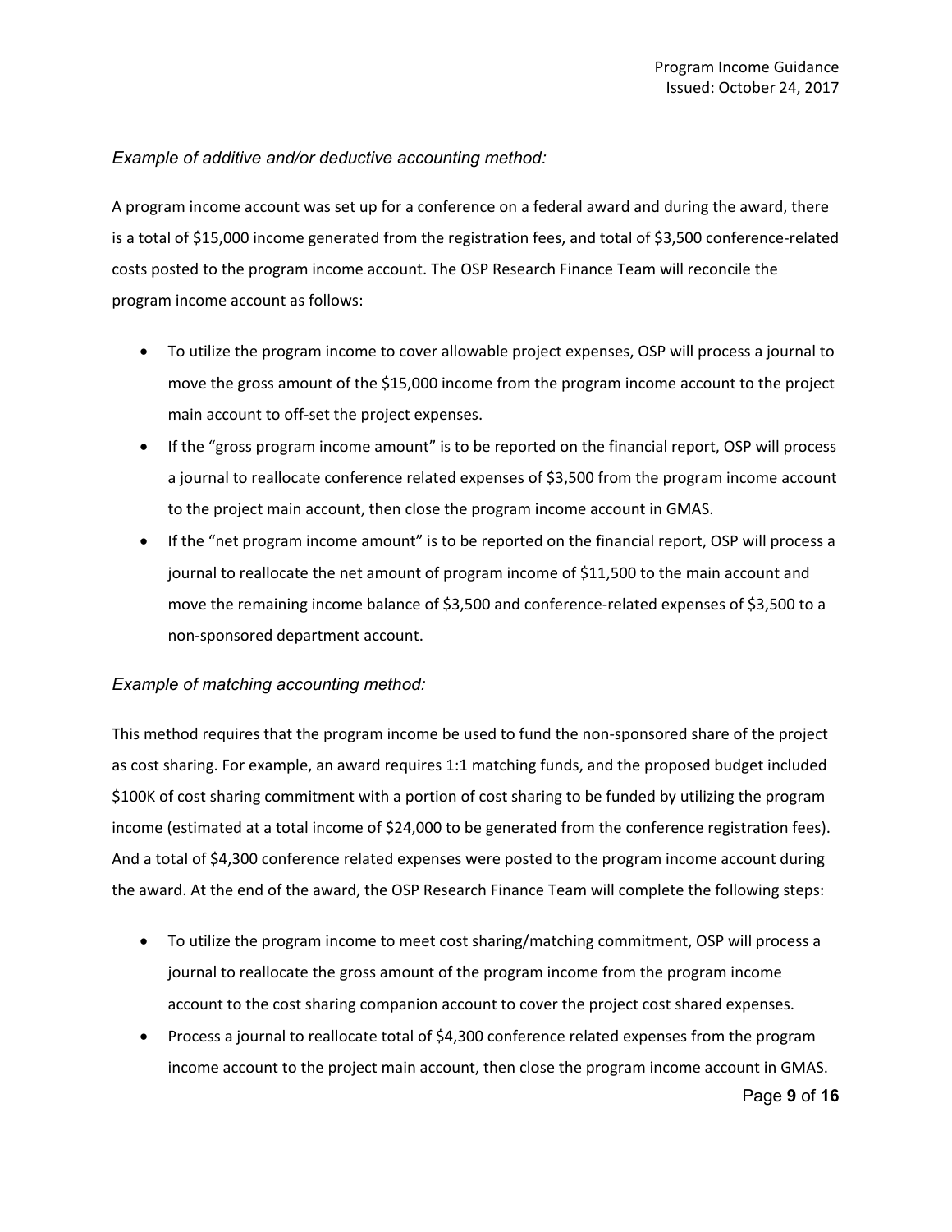*Example of additive and/or deductive accounting method:*

A program income account was set up for a conference on a federal award and during the award, there is a total of $15,000 income generated from the registration fees, and total of $3,500 conference-related costs posted to the program income account. The OSP Research Finance Team will reconcile the program income account as follows:

- To utilize the program income to cover allowable project expenses, OSP will process a journal to move the gross amount of the $15,000 income from the program income account to the project main account to off-set the project expenses.
- If the "gross program income amount" is to be reported on the financial report, OSP will process a journal to reallocate conference related expenses of $3,500 from the program income account to the project main account, then close the program income account in GMAS.
- If the "net program income amount" is to be reported on the financial report, OSP will process a journal to reallocate the net amount of program income of $11,500 to the main account and move the remaining income balance of $3,500 and conference-related expenses of $3,500 to a non-sponsored department account.

*Example of matching accounting method:*

This method requires that the program income be used to fund the non-sponsored share of the project as cost sharing. For example, an award requires 1:1 matching funds, and the proposed budget included $100K of cost sharing commitment with a portion of cost sharing to be funded by utilizing the program income (estimated at a total income of $24,000 to be generated from the conference registration fees). And a total of $4,300 conference related expenses were posted to the program income account during the award. At the end of the award, the OSP Research Finance Team will complete the following steps:

- To utilize the program income to meet cost sharing/matching commitment, OSP will process a journal to reallocate the gross amount of the program income from the program income account to the cost sharing companion account to cover the project cost shared expenses.
- Process a journal to reallocate total of $4,300 conference related expenses from the program income account to the project main account, then close the program income account in GMAS.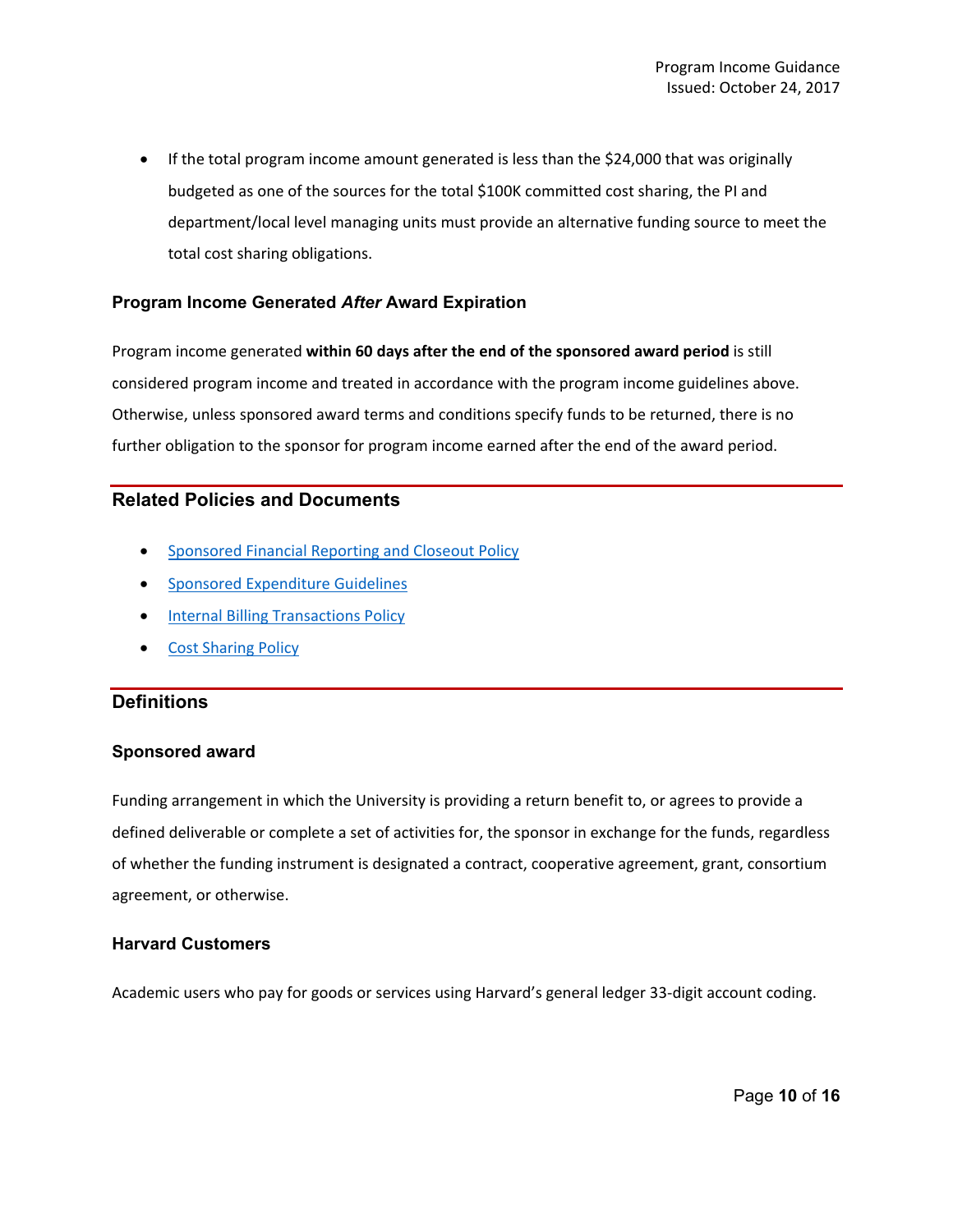- If the total program income amount generated is less than the $24,000 that was originally budgeted as one of the sources for the total $100K committed cost sharing, the PI and department/local level managing units must provide an alternative funding source to meet the total cost sharing obligations.

### Program Income Generated *After* Award Expiration

Program income generated **within 60 days after the end of the sponsored award period** is still considered program income and treated in accordance with the program income guidelines above. Otherwise, unless sponsored award terms and conditions specify funds to be returned, there is no further obligation to the sponsor for program income earned after the end of the award period.

## Related Policies and Documents

- Sponsored Financial Reporting and Closeout Policy
- Sponsored Expenditure Guidelines
- Internal Billing Transactions Policy
- Cost Sharing Policy

## Definitions

### Sponsored award

Funding arrangement in which the University is providing a return benefit to, or agrees to provide a defined deliverable or complete a set of activities for, the sponsor in exchange for the funds, regardless of whether the funding instrument is designated a contract, cooperative agreement, grant, consortium agreement, or otherwise.

### Harvard Customers

Academic users who pay for goods or services using Harvard's general ledger 33-digit account coding.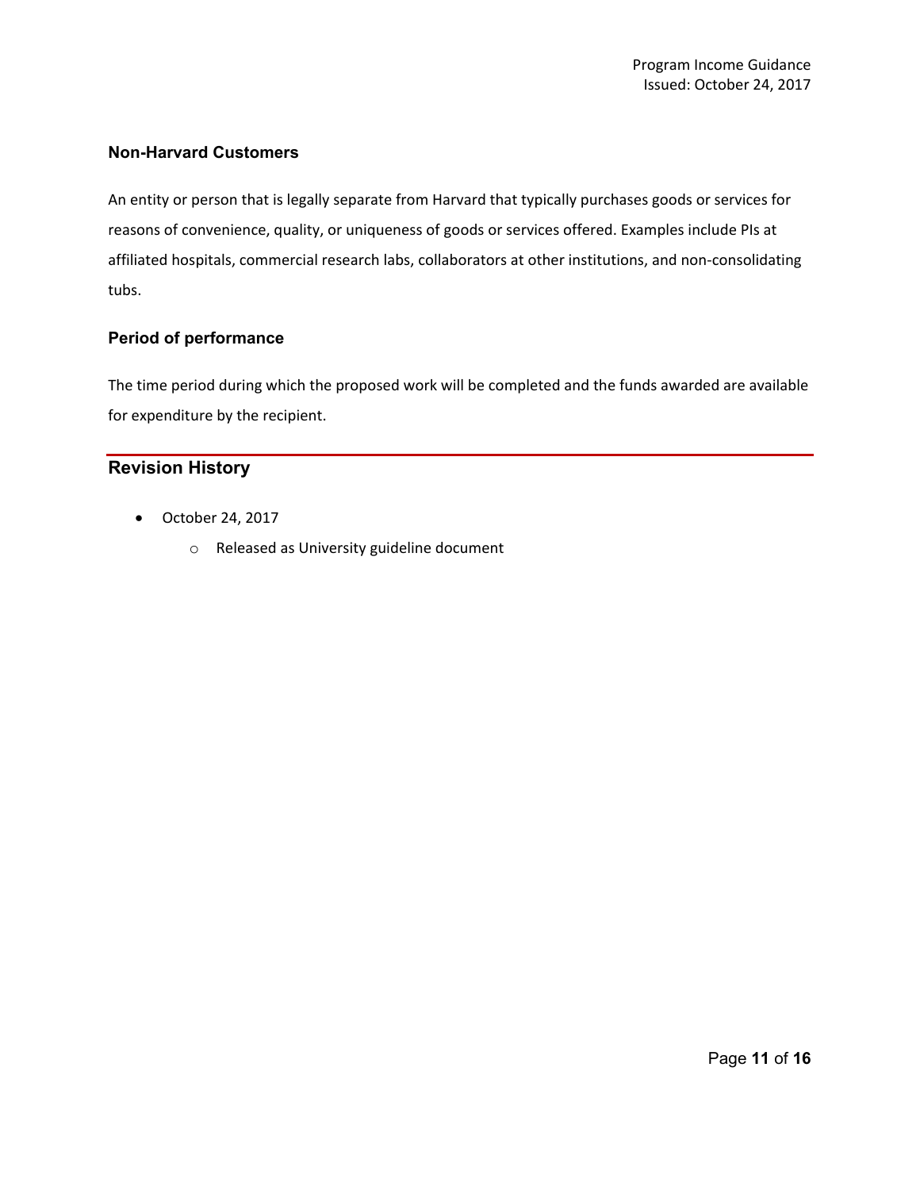### Non-Harvard Customers

An entity or person that is legally separate from Harvard that typically purchases goods or services for reasons of convenience, quality, or uniqueness of goods or services offered. Examples include PIs at affiliated hospitals, commercial research labs, collaborators at other institutions, and non-consolidating tubs.

### Period of performance

The time period during which the proposed work will be completed and the funds awarded are available for expenditure by the recipient.

## Revision History

- October 24, 2017
  - Released as University guideline document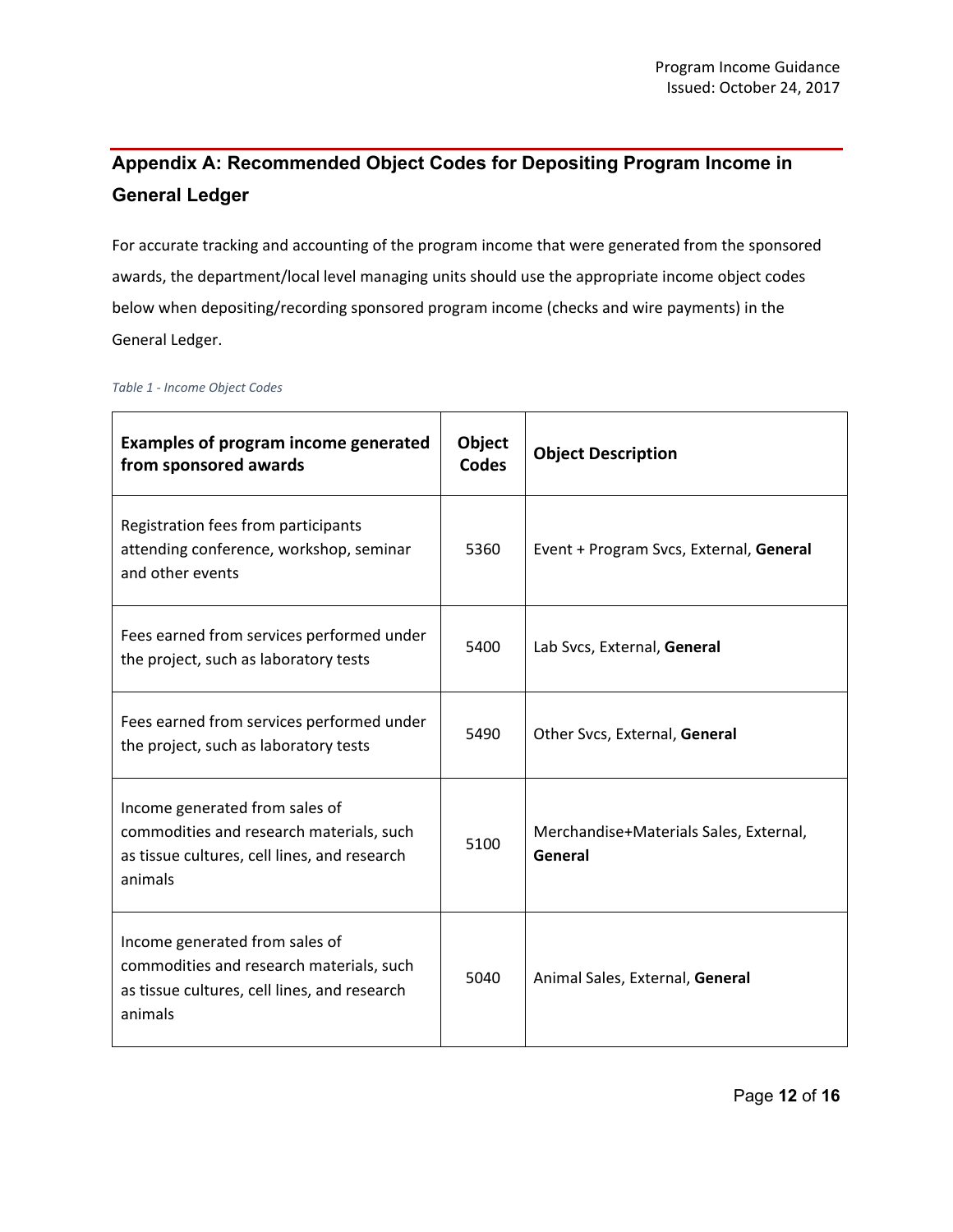## Appendix A: Recommended Object Codes for Depositing Program Income in General Ledger

For accurate tracking and accounting of the program income that were generated from the sponsored awards, the department/local level managing units should use the appropriate income object codes below when depositing/recording sponsored program income (checks and wire payments) in the General Ledger.

*Table 1 - Income Object Codes*

| Examples of program income generated from sponsored awards | Object Codes | Object Description |
|---|---|---|
| Registration fees from participants attending conference, workshop, seminar and other events | 5360 | Event + Program Svcs, External, **General** |
| Fees earned from services performed under the project, such as laboratory tests | 5400 | Lab Svcs, External, **General** |
| Fees earned from services performed under the project, such as laboratory tests | 5490 | Other Svcs, External, **General** |
| Income generated from sales of commodities and research materials, such as tissue cultures, cell lines, and research animals | 5100 | Merchandise+Materials Sales, External, **General** |
| Income generated from sales of commodities and research materials, such as tissue cultures, cell lines, and research animals | 5040 | Animal Sales, External, **General** |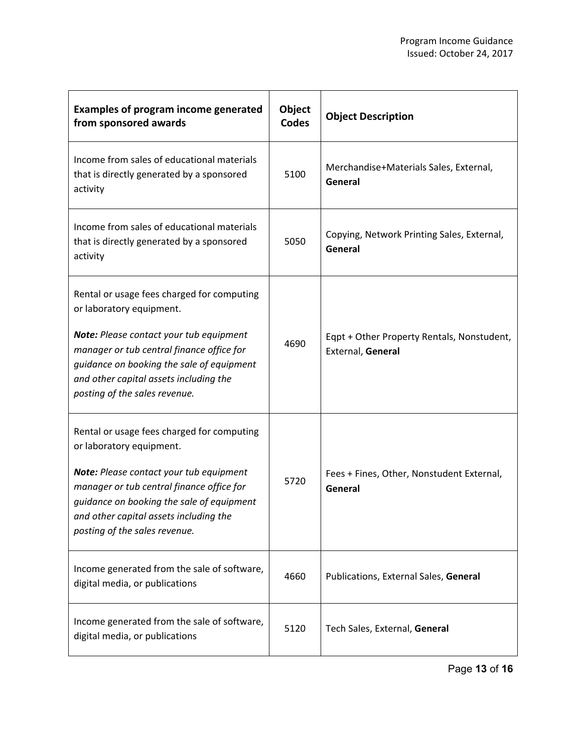| **Examples of program income generated from sponsored awards** | **Object Codes** | **Object Description** |
| --- | --- | --- |
| Income from sales of educational materials that is directly generated by a sponsored activity | 5100 | Merchandise+Materials Sales, External, **General** |
| Income from sales of educational materials that is directly generated by a sponsored activity | 5050 | Copying, Network Printing Sales, External, **General** |
| Rental or usage fees charged for computing or laboratory equipment. <br><br> ***Note:*** *Please contact your tub equipment manager or tub central finance office for guidance on booking the sale of equipment and other capital assets including the posting of the sales revenue.* | 4690 | Eqpt + Other Property Rentals, Nonstudent, External, **General** |
| Rental or usage fees charged for computing or laboratory equipment. <br><br> ***Note:*** *Please contact your tub equipment manager or tub central finance office for guidance on booking the sale of equipment and other capital assets including the posting of the sales revenue.* | 5720 | Fees + Fines, Other, Nonstudent External, **General** |
| Income generated from the sale of software, digital media, or publications | 4660 | Publications, External Sales, **General** |
| Income generated from the sale of software, digital media, or publications | 5120 | Tech Sales, External, **General** |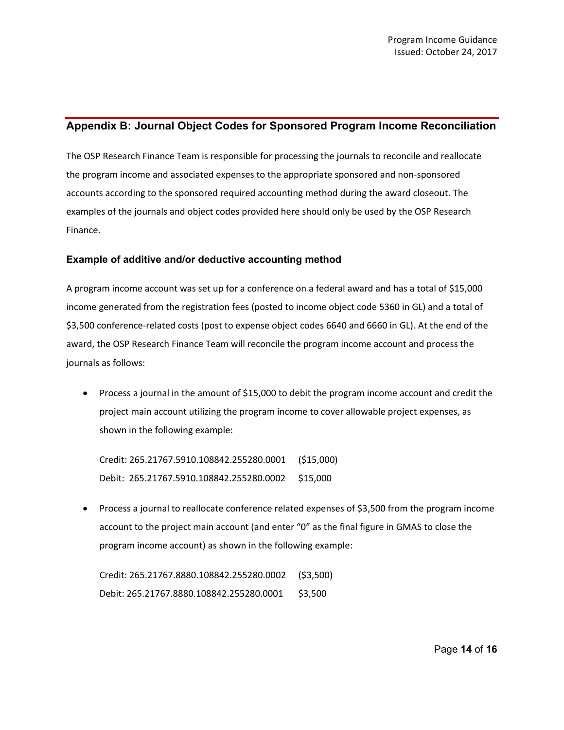## Appendix B: Journal Object Codes for Sponsored Program Income Reconciliation

The OSP Research Finance Team is responsible for processing the journals to reconcile and reallocate the program income and associated expenses to the appropriate sponsored and non-sponsored accounts according to the sponsored required accounting method during the award closeout. The examples of the journals and object codes provided here should only be used by the OSP Research Finance.

### Example of additive and/or deductive accounting method

A program income account was set up for a conference on a federal award and has a total of $15,000 income generated from the registration fees (posted to income object code 5360 in GL) and a total of $3,500 conference-related costs (post to expense object codes 6640 and 6660 in GL). At the end of the award, the OSP Research Finance Team will reconcile the program income account and process the journals as follows:

- Process a journal in the amount of $15,000 to debit the program income account and credit the project main account utilizing the program income to cover allowable project expenses, as shown in the following example:

  Credit: 265.21767.5910.108842.255280.0001 ($15,000)
  Debit: 265.21767.5910.108842.255280.0002 $15,000

- Process a journal to reallocate conference related expenses of $3,500 from the program income account to the project main account (and enter "0" as the final figure in GMAS to close the program income account) as shown in the following example:

  Credit: 265.21767.8880.108842.255280.0002 ($3,500)
  Debit: 265.21767.8880.108842.255280.0001 $3,500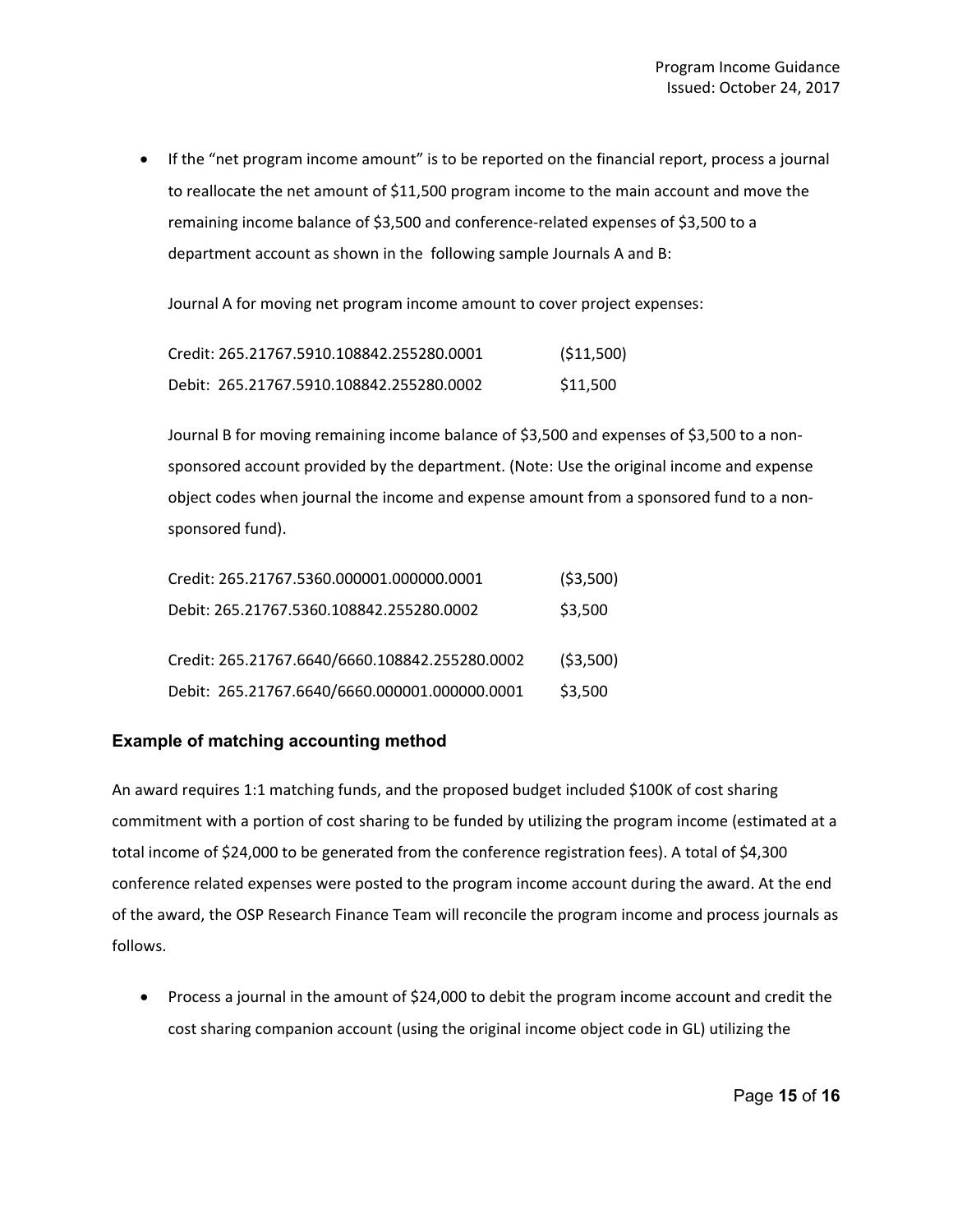- If the "net program income amount" is to be reported on the financial report, process a journal to reallocate the net amount of $11,500 program income to the main account and move the remaining income balance of $3,500 and conference-related expenses of $3,500 to a department account as shown in the following sample Journals A and B:

  Journal A for moving net program income amount to cover project expenses:

  Credit: 265.21767.5910.108842.255280.0001 ($11,500)
  Debit: 265.21767.5910.108842.255280.0002 $11,500

  Journal B for moving remaining income balance of $3,500 and expenses of $3,500 to a non-sponsored account provided by the department. (Note: Use the original income and expense object codes when journal the income and expense amount from a sponsored fund to a non-sponsored fund).

  Credit: 265.21767.5360.000001.000000.0001 ($3,500)
  Debit: 265.21767.5360.108842.255280.0002 $3,500

  Credit: 265.21767.6640/6660.108842.255280.0002 ($3,500)
  Debit: 265.21767.6640/6660.000001.000000.0001 $3,500

### Example of matching accounting method

An award requires 1:1 matching funds, and the proposed budget included $100K of cost sharing commitment with a portion of cost sharing to be funded by utilizing the program income (estimated at a total income of $24,000 to be generated from the conference registration fees). A total of $4,300 conference related expenses were posted to the program income account during the award. At the end of the award, the OSP Research Finance Team will reconcile the program income and process journals as follows.

- Process a journal in the amount of $24,000 to debit the program income account and credit the cost sharing companion account (using the original income object code in GL) utilizing the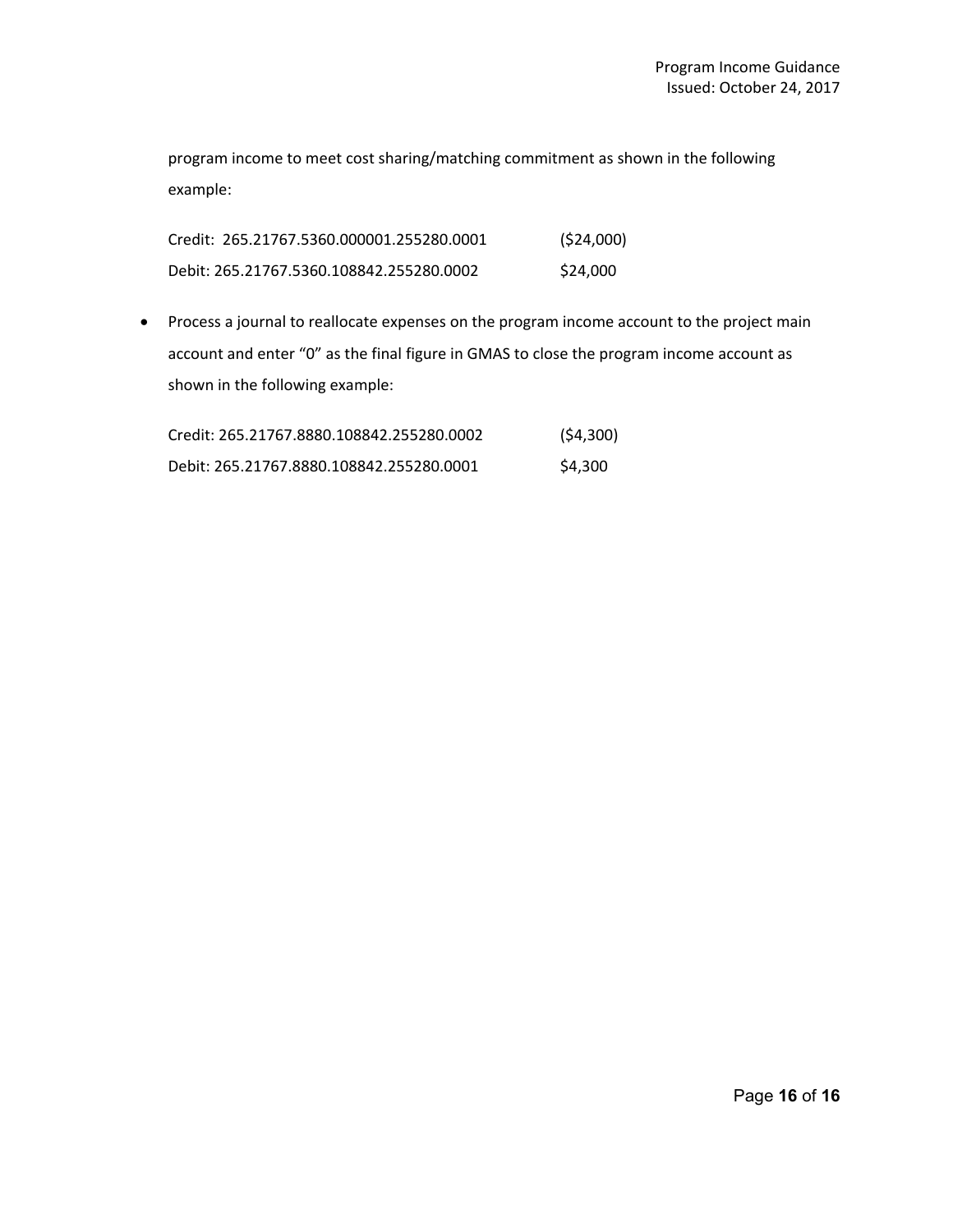program income to meet cost sharing/matching commitment as shown in the following example:

| | |
|---|---|
| Credit: 265.21767.5360.000001.255280.0001 | ($24,000) |
| Debit: 265.21767.5360.108842.255280.0002 | $24,000 |

- Process a journal to reallocate expenses on the program income account to the project main account and enter "0" as the final figure in GMAS to close the program income account as shown in the following example:

| | |
|---|---|
| Credit: 265.21767.8880.108842.255280.0002 | ($4,300) |
| Debit: 265.21767.8880.108842.255280.0001 | $4,300 |